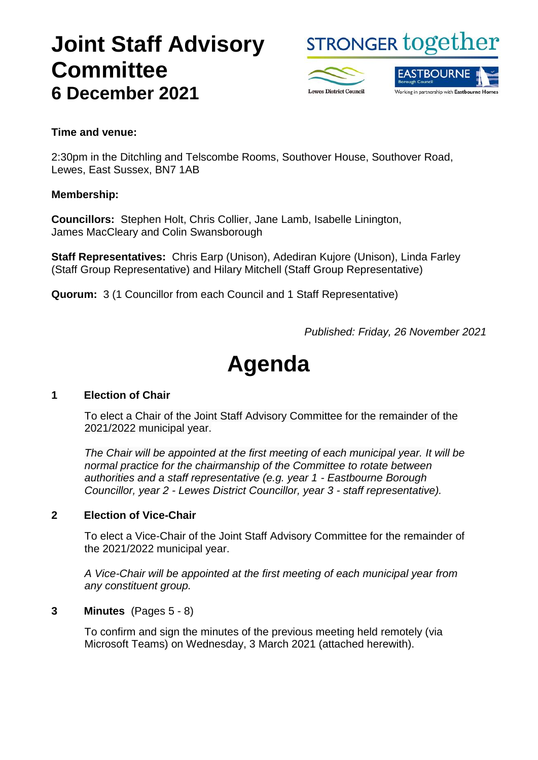# Joint Staff Advisory Committee

## 6 December 2021

**Time and venue:**

2:30pm in the Ditchling and Telscombe Rooms, Southover House, Southover Road, Lewes, East Sussex, BN7 1AB

**Membership:**

**Councillors:** Stephen Holt, Chris Collier, Jane Lamb, Isabelle Linington, James MacCleary and Colin Swansborough

**Staff Representatives:** Chris Earp (Unison), Adediran Kujore (Unison), Linda Farley (Staff Group Representative) and Hilary Mitchell (Staff Group Representative)

**Quorum:** 3 (1 Councillor from each Council and 1 Staff Representative)

*Published: Friday, 26 November 2021*

# Agenda

**1 Election of Chair**

To elect a Chair of the Joint Staff Advisory Committee for the remainder of the 2021/2022 municipal year.

*The Chair will be appointed at the first meeting of each municipal year. It will be normal practice for the chairmanship of the Committee to rotate between authorities and a staff representative (e.g. year 1 - Eastbourne Borough Councillor, year 2 - Lewes District Councillor, year 3 - staff representative).*

**2 Election of Vice-Chair**

To elect a Vice-Chair of the Joint Staff Advisory Committee for the remainder of the 2021/2022 municipal year.

*A Vice-Chair will be appointed at the first meeting of each municipal year from any constituent group.*

**3 Minutes** (Pages 5 - 8)

To confirm and sign the minutes of the previous meeting held remotely (via Microsoft Teams) on Wednesday, 3 March 2021 (attached herewith).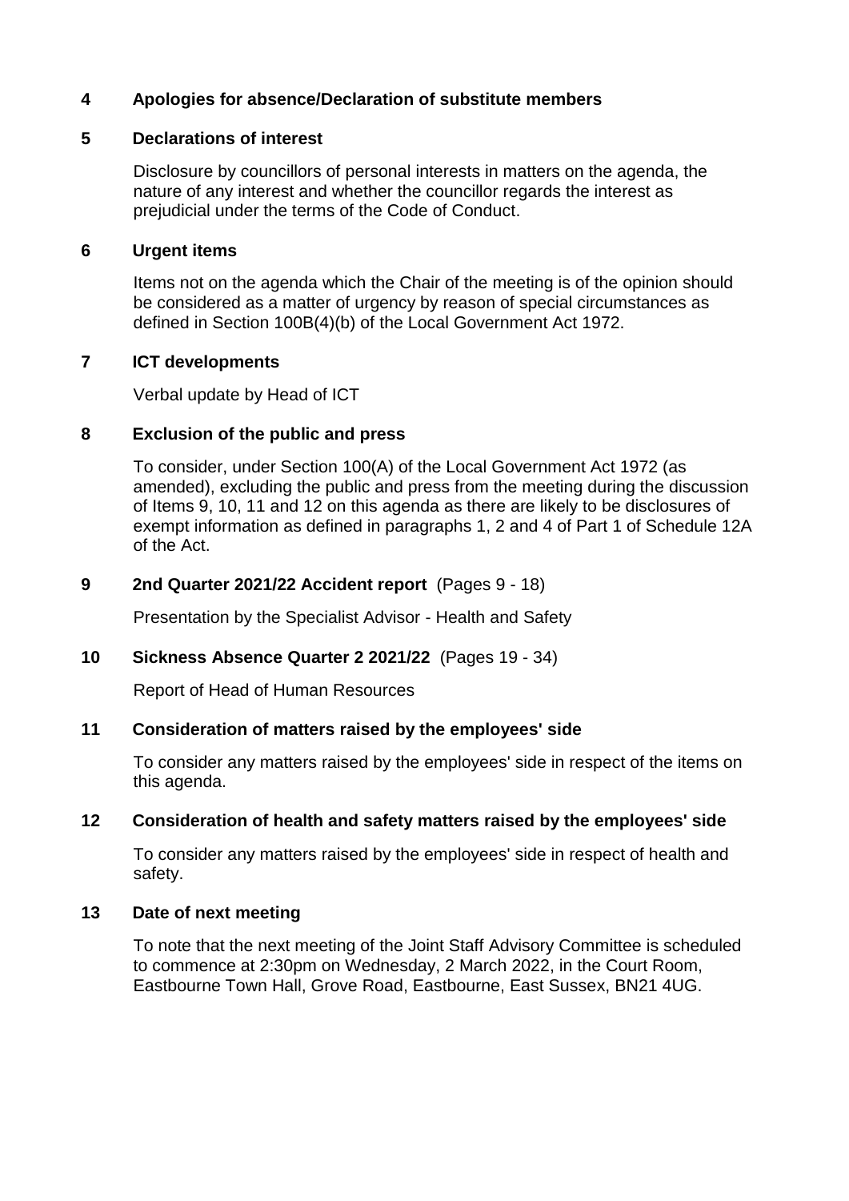**4 Apologies for absence/Declaration of substitute members**

**5 Declarations of interest**

Disclosure by councillors of personal interests in matters on the agenda, the nature of any interest and whether the councillor regards the interest as prejudicial under the terms of the Code of Conduct.

**6 Urgent items**

Items not on the agenda which the Chair of the meeting is of the opinion should be considered as a matter of urgency by reason of special circumstances as defined in Section 100B(4)(b) of the Local Government Act 1972.

**7 ICT developments**

Verbal update by Head of ICT

**8 Exclusion of the public and press**

To consider, under Section 100(A) of the Local Government Act 1972 (as amended), excluding the public and press from the meeting during the discussion of Items 9, 10, 11 and 12 on this agenda as there are likely to be disclosures of exempt information as defined in paragraphs 1, 2 and 4 of Part 1 of Schedule 12A of the Act.

**9 2nd Quarter 2021/22 Accident report** (Pages 9 - 18)

Presentation by the Specialist Advisor - Health and Safety

**10 Sickness Absence Quarter 2 2021/22** (Pages 19 - 34)

Report of Head of Human Resources

**11 Consideration of matters raised by the employees' side**

To consider any matters raised by the employees' side in respect of the items on this agenda.

**12 Consideration of health and safety matters raised by the employees' side**

To consider any matters raised by the employees' side in respect of health and safety.

**13 Date of next meeting**

To note that the next meeting of the Joint Staff Advisory Committee is scheduled to commence at 2:30pm on Wednesday, 2 March 2022, in the Court Room, Eastbourne Town Hall, Grove Road, Eastbourne, East Sussex, BN21 4UG.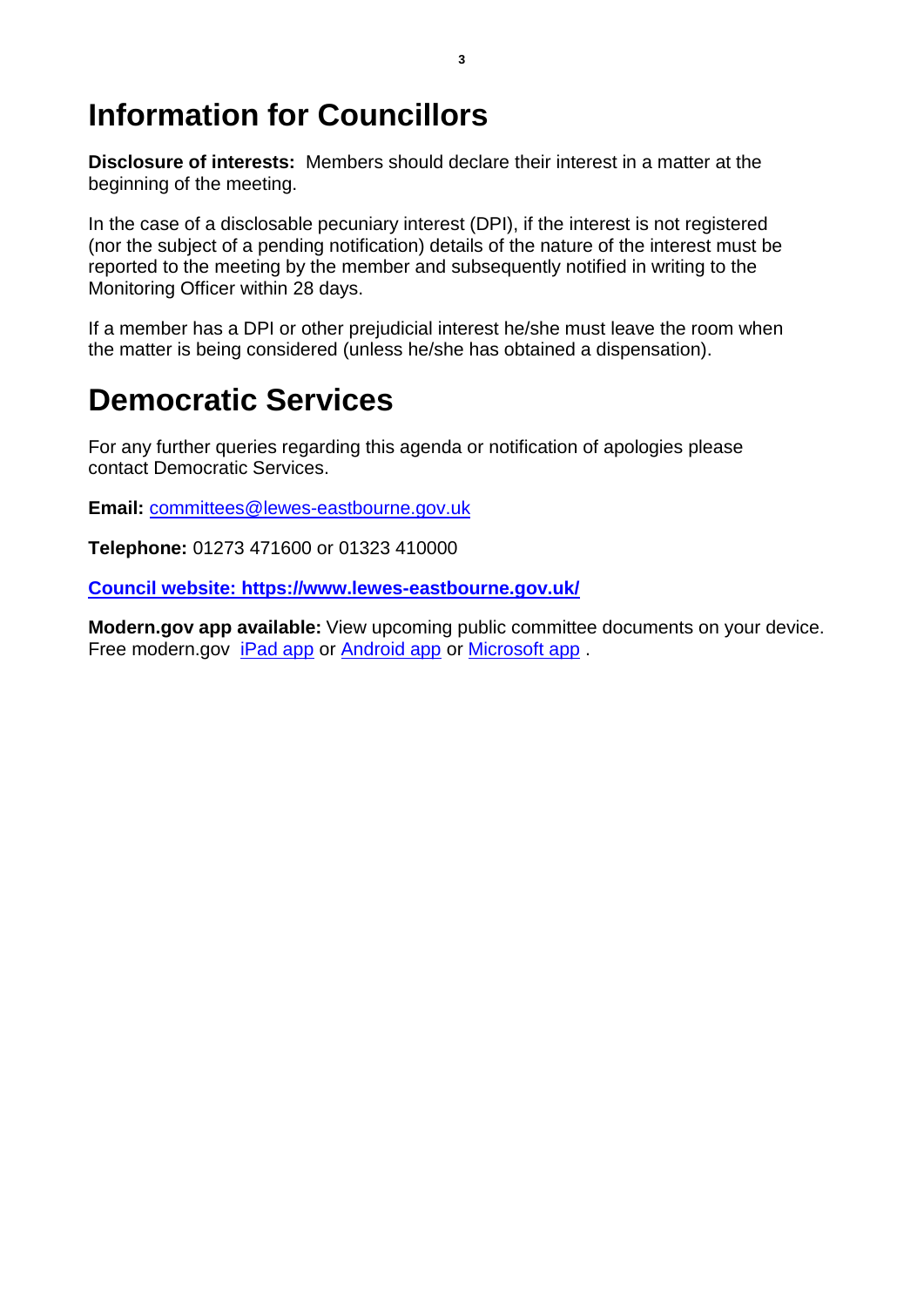# Information for Councillors

**Disclosure of interests:** Members should declare their interest in a matter at the beginning of the meeting.

In the case of a disclosable pecuniary interest (DPI), if the interest is not registered (nor the subject of a pending notification) details of the nature of the interest must be reported to the meeting by the member and subsequently notified in writing to the Monitoring Officer within 28 days.

If a member has a DPI or other prejudicial interest he/she must leave the room when the matter is being considered (unless he/she has obtained a dispensation).

# Democratic Services

For any further queries regarding this agenda or notification of apologies please contact Democratic Services.

**Email:** committees@lewes-eastbourne.gov.uk

**Telephone:** 01273 471600 or 01323 410000

**Council website: https://www.lewes-eastbourne.gov.uk/**

**Modern.gov app available:** View upcoming public committee documents on your device. Free modern.gov iPad app or Android app or Microsoft app .